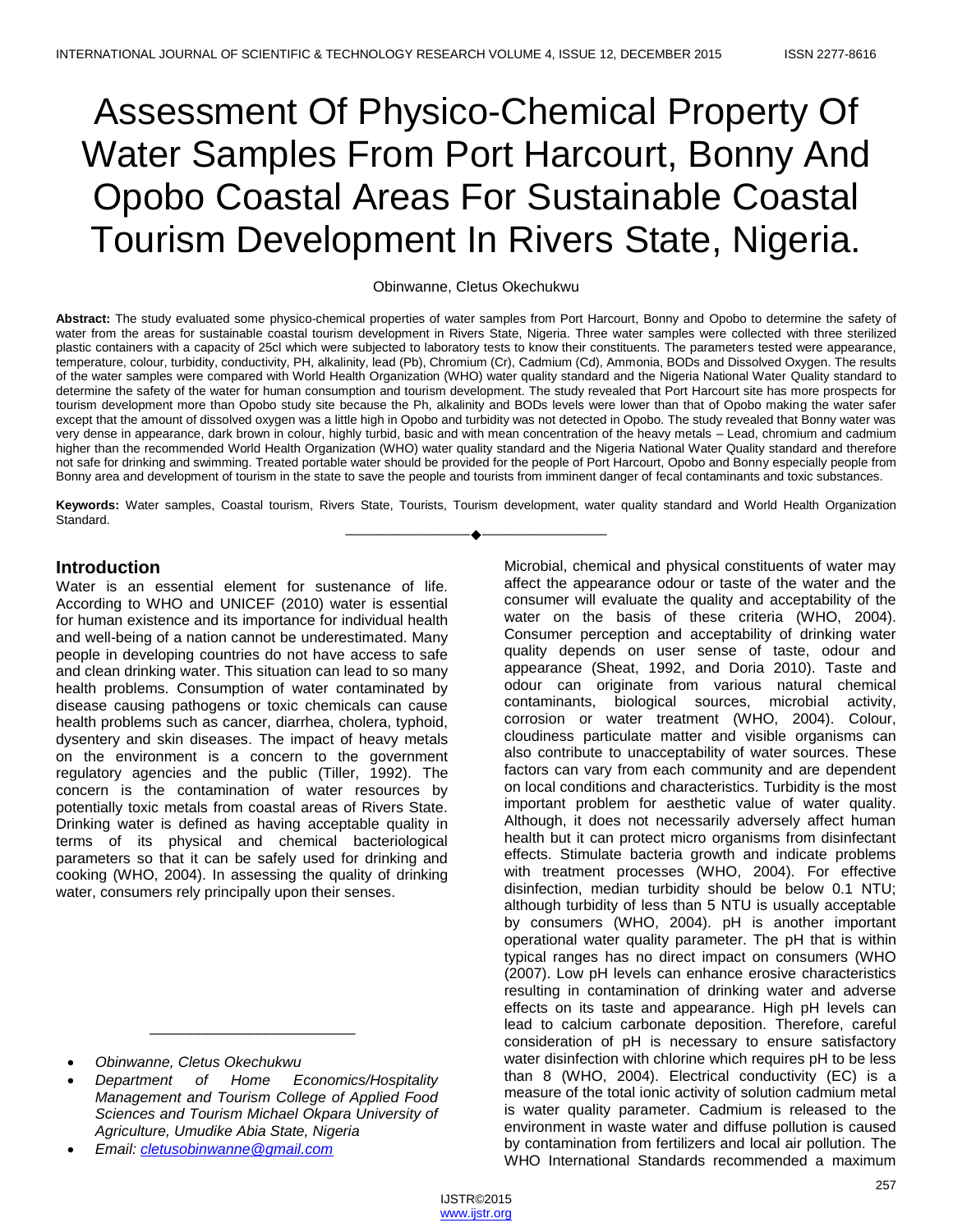# Assessment Of Physico-Chemical Property Of Water Samples From Port Harcourt, Bonny And Opobo Coastal Areas For Sustainable Coastal Tourism Development In Rivers State, Nigeria.

Obinwanne, Cletus Okechukwu

**Abstract:** The study evaluated some physico-chemical properties of water samples from Port Harcourt, Bonny and Opobo to determine the safety of water from the areas for sustainable coastal tourism development in Rivers State, Nigeria. Three water samples were collected with three sterilized plastic containers with a capacity of 25cl which were subjected to laboratory tests to know their constituents. The parameters tested were appearance, temperature, colour, turbidity, conductivity, PH, alkalinity, lead (Pb), Chromium (Cr), Cadmium (Cd), Ammonia, BODs and Dissolved Oxygen. The results of the water samples were compared with World Health Organization (WHO) water quality standard and the Nigeria National Water Quality standard to determine the safety of the water for human consumption and tourism development. The study revealed that Port Harcourt site has more prospects for tourism development more than Opobo study site because the Ph, alkalinity and BODs levels were lower than that of Opobo making the water safer except that the amount of dissolved oxygen was a little high in Opobo and turbidity was not detected in Opobo. The study revealed that Bonny water was very dense in appearance, dark brown in colour, highly turbid, basic and with mean concentration of the heavy metals – Lead, chromium and cadmium higher than the recommended World Health Organization (WHO) water quality standard and the Nigeria National Water Quality standard and therefore not safe for drinking and swimming. Treated portable water should be provided for the people of Port Harcourt, Opobo and Bonny especially people from Bonny area and development of tourism in the state to save the people and tourists from imminent danger of fecal contaminants and toxic substances.

**Keywords:** Water samples, Coastal tourism, Rivers State, Tourists, Tourism development, water quality standard and World Health Organization Standard.

---

- *Obinwanne, Cletus Okechukwu*
- *Department of Home Economics/Hospitality Management and Tourism College of Applied Food Sciences and Tourism Michael Okpara University of Agriculture, Umudike Abia State, Nigeria*
- *Email: cletusobinwanne@gmail.com*

## Introduction

Water is an essential element for sustenance of life. According to WHO and UNICEF (2010) water is essential for human existence and its importance for individual health and well-being of a nation cannot be underestimated. Many people in developing countries do not have access to safe and clean drinking water. This situation can lead to so many health problems. Consumption of water contaminated by disease causing pathogens or toxic chemicals can cause health problems such as cancer, diarrhea, cholera, typhoid, dysentery and skin diseases. The impact of heavy metals on the environment is a concern to the government regulatory agencies and the public (Tiller, 1992). The concern is the contamination of water resources by potentially toxic metals from coastal areas of Rivers State. Drinking water is defined as having acceptable quality in terms of its physical and chemical bacteriological parameters so that it can be safely used for drinking and cooking (WHO, 2004). In assessing the quality of drinking water, consumers rely principally upon their senses. Microbial, chemical and physical constituents of water may affect the appearance odour or taste of the water and the consumer will evaluate the quality and acceptability of the water on the basis of these criteria (WHO, 2004). Consumer perception and acceptability of drinking water quality depends on user sense of taste, odour and appearance (Sheat, 1992, and Doria 2010). Taste and odour can originate from various natural chemical contaminants, biological sources, microbial activity, corrosion or water treatment (WHO, 2004). Colour, cloudiness particulate matter and visible organisms can also contribute to unacceptability of water sources. These factors can vary from each community and are dependent on local conditions and characteristics. Turbidity is the most important problem for aesthetic value of water quality. Although, it does not necessarily adversely affect human health but it can protect micro organisms from disinfectant effects. Stimulate bacteria growth and indicate problems with treatment processes (WHO, 2004). For effective disinfection, median turbidity should be below 0.1 NTU; although turbidity of less than 5 NTU is usually acceptable by consumers (WHO, 2004). pH is another important operational water quality parameter. The pH that is within typical ranges has no direct impact on consumers (WHO (2007). Low pH levels can enhance erosive characteristics resulting in contamination of drinking water and adverse effects on its taste and appearance. High pH levels can lead to calcium carbonate deposition. Therefore, careful consideration of pH is necessary to ensure satisfactory water disinfection with chlorine which requires pH to be less than 8 (WHO, 2004). Electrical conductivity (EC) is a measure of the total ionic activity of solution cadmium metal is water quality parameter. Cadmium is released to the environment in waste water and diffuse pollution is caused by contamination from fertilizers and local air pollution. The WHO International Standards recommended a maximum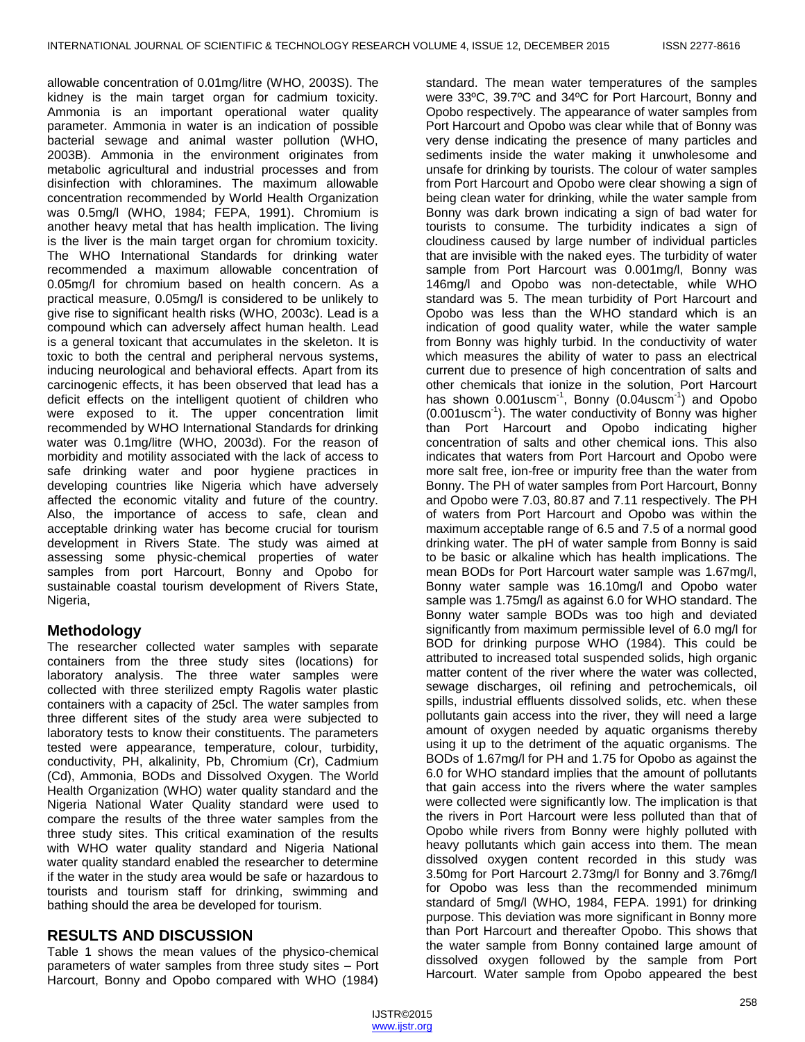allowable concentration of 0.01mg/litre (WHO, 2003S). The kidney is the main target organ for cadmium toxicity. Ammonia is an important operational water quality parameter. Ammonia in water is an indication of possible bacterial sewage and animal waster pollution (WHO, 2003B). Ammonia in the environment originates from metabolic agricultural and industrial processes and from disinfection with chloramines. The maximum allowable concentration recommended by World Health Organization was 0.5mg/l (WHO, 1984; FEPA, 1991). Chromium is another heavy metal that has health implication. The living is the liver is the main target organ for chromium toxicity. The WHO International Standards for drinking water recommended a maximum allowable concentration of 0.05mg/l for chromium based on health concern. As a practical measure, 0.05mg/l is considered to be unlikely to give rise to significant health risks (WHO, 2003c). Lead is a compound which can adversely affect human health. Lead is a general toxicant that accumulates in the skeleton. It is toxic to both the central and peripheral nervous systems, inducing neurological and behavioral effects. Apart from its carcinogenic effects, it has been observed that lead has a deficit effects on the intelligent quotient of children who were exposed to it. The upper concentration limit recommended by WHO International Standards for drinking water was 0.1mg/litre (WHO, 2003d). For the reason of morbidity and motility associated with the lack of access to safe drinking water and poor hygiene practices in developing countries like Nigeria which have adversely affected the economic vitality and future of the country. Also, the importance of access to safe, clean and acceptable drinking water has become crucial for tourism development in Rivers State. The study was aimed at assessing some physic-chemical properties of water samples from port Harcourt, Bonny and Opobo for sustainable coastal tourism development of Rivers State, Nigeria,

## Methodology

The researcher collected water samples with separate containers from the three study sites (locations) for laboratory analysis. The three water samples were collected with three sterilized empty Ragolis water plastic containers with a capacity of 25cl. The water samples from three different sites of the study area were subjected to laboratory tests to know their constituents. The parameters tested were appearance, temperature, colour, turbidity, conductivity, PH, alkalinity, Pb, Chromium (Cr), Cadmium (Cd), Ammonia, BODs and Dissolved Oxygen. The World Health Organization (WHO) water quality standard and the Nigeria National Water Quality standard were used to compare the results of the three water samples from the three study sites. This critical examination of the results with WHO water quality standard and Nigeria National water quality standard enabled the researcher to determine if the water in the study area would be safe or hazardous to tourists and tourism staff for drinking, swimming and bathing should the area be developed for tourism.

## RESULTS AND DISCUSSION

Table 1 shows the mean values of the physico-chemical parameters of water samples from three study sites – Port Harcourt, Bonny and Opobo compared with WHO (1984) standard. The mean water temperatures of the samples were 33ºC, 39.7ºC and 34ºC for Port Harcourt, Bonny and Opobo respectively. The appearance of water samples from Port Harcourt and Opobo was clear while that of Bonny was very dense indicating the presence of many particles and sediments inside the water making it unwholesome and unsafe for drinking by tourists. The colour of water samples from Port Harcourt and Opobo were clear showing a sign of being clean water for drinking, while the water sample from Bonny was dark brown indicating a sign of bad water for tourists to consume. The turbidity indicates a sign of cloudiness caused by large number of individual particles that are invisible with the naked eyes. The turbidity of water sample from Port Harcourt was 0.001mg/l, Bonny was 146mg/l and Opobo was non-detectable, while WHO standard was 5. The mean turbidity of Port Harcourt and Opobo was less than the WHO standard which is an indication of good quality water, while the water sample from Bonny was highly turbid. In the conductivity of water which measures the ability of water to pass an electrical current due to presence of high concentration of salts and other chemicals that ionize in the solution, Port Harcourt has shown $0.001uscm^{-1}$, Bonny ($0.04uscm^{-1}$) and Opobo ($0.001uscm^{-1}$). The water conductivity of Bonny was higher than Port Harcourt and Opobo indicating higher concentration of salts and other chemical ions. This also indicates that waters from Port Harcourt and Opobo were more salt free, ion-free or impurity free than the water from Bonny. The PH of water samples from Port Harcourt, Bonny and Opobo were 7.03, 80.87 and 7.11 respectively. The PH of waters from Port Harcourt and Opobo was within the maximum acceptable range of 6.5 and 7.5 of a normal good drinking water. The pH of water sample from Bonny is said to be basic or alkaline which has health implications. The mean BODs for Port Harcourt water sample was 1.67mg/l, Bonny water sample was 16.10mg/l and Opobo water sample was 1.75mg/l as against 6.0 for WHO standard. The Bonny water sample BODs was too high and deviated significantly from maximum permissible level of 6.0 mg/l for BOD for drinking purpose WHO (1984). This could be attributed to increased total suspended solids, high organic matter content of the river where the water was collected, sewage discharges, oil refining and petrochemicals, oil spills, industrial effluents dissolved solids, etc. when these pollutants gain access into the river, they will need a large amount of oxygen needed by aquatic organisms thereby using it up to the detriment of the aquatic organisms. The BODs of 1.67mg/l for PH and 1.75 for Opobo as against the 6.0 for WHO standard implies that the amount of pollutants that gain access into the rivers where the water samples were collected were significantly low. The implication is that the rivers in Port Harcourt were less polluted than that of Opobo while rivers from Bonny were highly polluted with heavy pollutants which gain access into them. The mean dissolved oxygen content recorded in this study was 3.50mg for Port Harcourt 2.73mg/l for Bonny and 3.76mg/l for Opobo was less than the recommended minimum standard of 5mg/l (WHO, 1984, FEPA. 1991) for drinking purpose. This deviation was more significant in Bonny more than Port Harcourt and thereafter Opobo. This shows that the water sample from Bonny contained large amount of dissolved oxygen followed by the sample from Port Harcourt. Water sample from Opobo appeared the best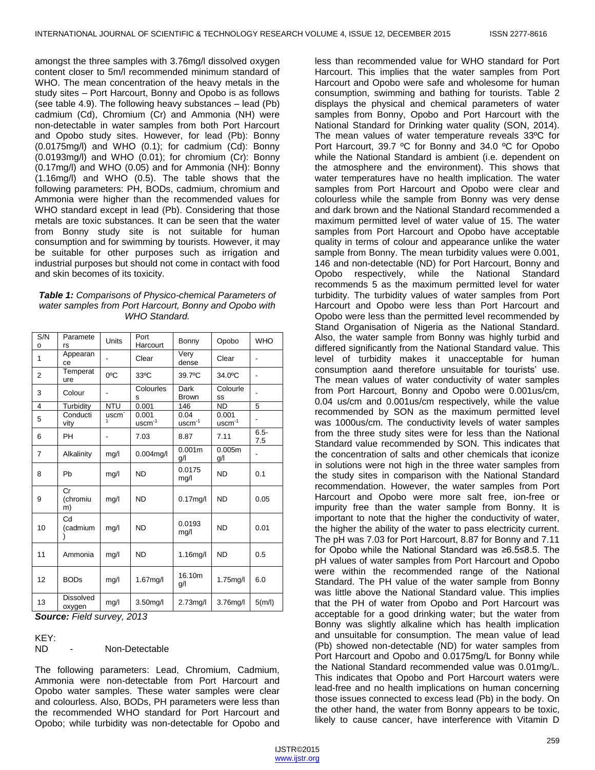amongst the three samples with 3.76mg/l dissolved oxygen content closer to 5m/l recommended minimum standard of WHO. The mean concentration of the heavy metals in the study sites – Port Harcourt, Bonny and Opobo is as follows (see table 4.9). The following heavy substances – lead (Pb) cadmium (Cd), Chromium (Cr) and Ammonia (NH) were non-detectable in water samples from both Port Harcourt and Opobo study sites. However, for lead (Pb): Bonny (0.0175mg/l) and WHO (0.1); for cadmium (Cd): Bonny (0.0193mg/l) and WHO (0.01); for chromium (Cr): Bonny (0.17mg/l) and WHO (0.05) and for Ammonia (NH): Bonny (1.16mg/l) and WHO (0.5). The table shows that the following parameters: PH, BODs, cadmium, chromium and Ammonia were higher than the recommended values for WHO standard except in lead (Pb). Considering that those metals are toxic substances. It can be seen that the water from Bonny study site is not suitable for human consumption and for swimming by tourists. However, it may be suitable for other purposes such as irrigation and industrial purposes but should not come in contact with food and skin becomes of its toxicity.

***Table 1:*** *Comparisons of Physico-chemical Parameters of water samples from Port Harcourt, Bonny and Opobo with WHO Standard.*

| S/No | Parameters | Units | Port Harcourt | Bonny | Opobo | WHO |
|---|---|---|---|---|---|---|
| 1 | Appearance | - | Clear | Very dense | Clear | - |
| 2 | Temperature | 0ºC | 33ºC | 39.7ºC | 34.0ºC | - |
| 3 | Colour | - | Colourless | Dark Brown | Colourless | - |
| 4 | Turbidity | NTU | 0.001 | 146 | ND | 5 |
| 5 | Conductivity | $uscm^{-1}$ | 0.001 $uscm^{-1}$ | 0.04 $uscm^{-1}$ | 0.001 $uscm^{-1}$ | - |
| 6 | PH | - | 7.03 | 8.87 | 7.11 | 6.5-7.5 |
| 7 | Alkalinity | mg/l | 0.004mg/l | 0.001mg/l | 0.005mg/l | - |
| 8 | Pb | mg/l | ND | 0.0175 mg/l | ND | 0.1 |
| 9 | Cr (chromium) | mg/l | ND | 0.17mg/l | ND | 0.05 |
| 10 | Cd (cadmium) | mg/l | ND | 0.0193 mg/l | ND | 0.01 |
| 11 | Ammonia | mg/l | ND | 1.16mg/l | ND | 0.5 |
| 12 | BODs | mg/l | 1.67mg/l | 16.10mg/l | 1.75mg/l | 6.0 |
| 13 | Dissolved oxygen | mg/l | 3.50mg/l | 2.73mg/l | 3.76mg/l | 5(m/l) |

***Source:*** *Field survey, 2013*

KEY:
ND - Non-Detectable

The following parameters: Lead, Chromium, Cadmium, Ammonia were non-detectable from Port Harcourt and Opobo water samples. These water samples were clear and colourless. Also, BODs, PH parameters were less than the recommended WHO standard for Port Harcourt and Opobo; while turbidity was non-detectable for Opobo and less than recommended value for WHO standard for Port Harcourt. This implies that the water samples from Port Harcourt and Opobo were safe and wholesome for human consumption, swimming and bathing for tourists. Table 2 displays the physical and chemical parameters of water samples from Bonny, Opobo and Port Harcourt with the National Standard for Drinking water quality (SON, 2014). The mean values of water temperature reveals 33ºC for Port Harcourt, 39.7 ºC for Bonny and 34.0 ºC for Opobo while the National Standard is ambient (i.e. dependent on the atmosphere and the environment). This shows that water temperatures have no health implication. The water samples from Port Harcourt and Opobo were clear and colourless while the sample from Bonny was very dense and dark brown and the National Standard recommended a maximum permitted level of water value of 15. The water samples from Port Harcourt and Opobo have acceptable quality in terms of colour and appearance unlike the water sample from Bonny. The mean turbidity values were 0.001, 146 and non-detectable (ND) for Port Harcourt, Bonny and Opobo respectively, while the National Standard recommends 5 as the maximum permitted level for water turbidity. The turbidity values of water samples from Port Harcourt and Opobo were less than Port Harcourt and Opobo were less than the permitted level recommended by Stand Organisation of Nigeria as the National Standard. Also, the water sample from Bonny was highly turbid and differed significantly from the National Standard value. This level of turbidity makes it unacceptable for human consumption aand therefore unsuitable for tourists' use. The mean values of water conductivity of water samples from Port Harcourt, Bonny and Opobo were 0.001us/cm, 0.04 us/cm and 0.001us/cm respectively, while the value recommended by SON as the maximum permitted level was 1000us/cm. The conductivity levels of water samples from the three study sites were for less than the National Standard value recommended by SON. This indicates that the concentration of salts and other chemicals that iconize in solutions were not high in the three water samples from the study sites in comparison with the National recommendation. However, the water samples from Port Harcourt and Opobo were more salt free, ion-free or impurity free than the water sample from Bonny. It is important to note that the higher the conductivity of water, the higher the ability of the water to pass electricity current. The pH was 7.03 for Port Harcourt, 8.87 for Bonny and 7.11 for Opobo while the National Standard was ≥6.5≤8.5. The pH values of water samples from Port Harcourt and Opobo were within the recommended range of the National Standard. The PH value of the water sample from Bonny was little above the National Standard value. This implies that the PH of water from Opobo and Port Harcourt was acceptable for a good drinking water; but the water from Bonny was slightly alkaline which has health implication and unsuitable for consumption. The mean value of lead (Pb) showed non-detectable (ND) for water samples from Port Harcourt and Opobo and 0.0175mg/L for Bonny while the National Standard recommended value was 0.01mg/L. This indicates that Opobo and Port Harcourt waters were lead-free and no health implications on human concerning those issues connected to excess lead (Pb) in the body. On the other hand, the water from Bonny appears to be toxic, likely to cause cancer, have interference with Vitamin D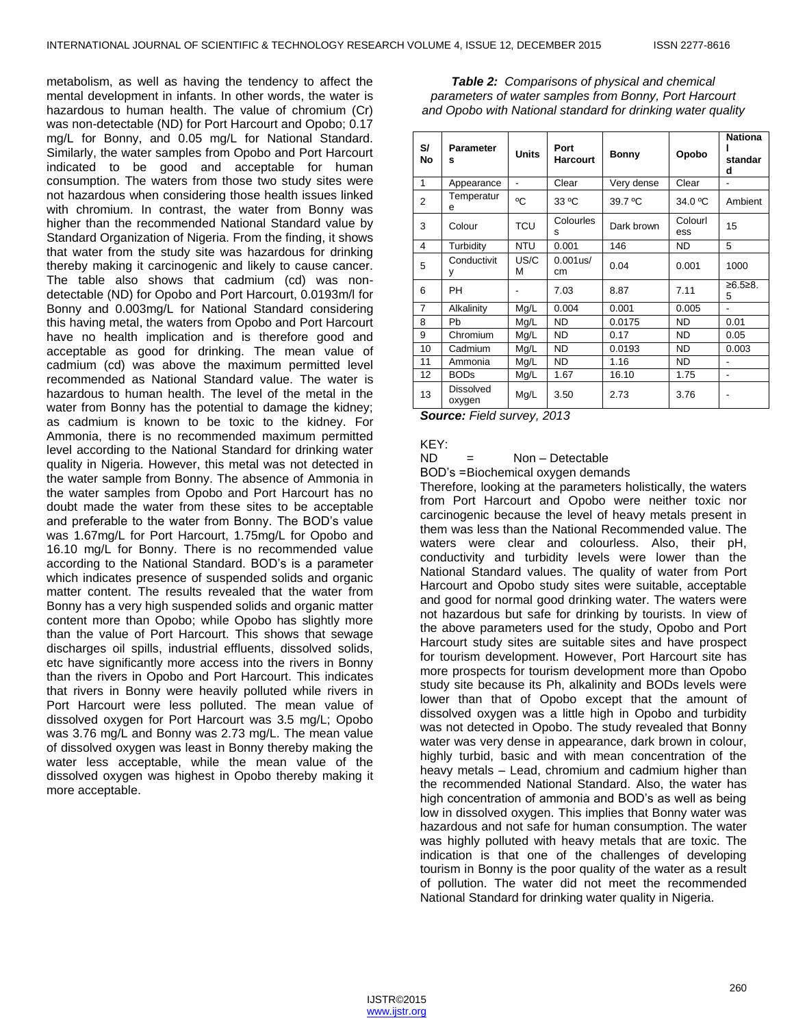metabolism, as well as having the tendency to affect the mental development in infants. In other words, the water is hazardous to human health. The value of chromium (Cr) was non-detectable (ND) for Port Harcourt and Opobo; 0.17 mg/L for Bonny, and 0.05 mg/L for National Standard. Similarly, the water samples from Opobo and Port Harcourt indicated to be good and acceptable for human consumption. The waters from those two study sites were not hazardous when considering those health issues linked with chromium. In contrast, the water from Bonny was higher than the recommended National Standard value by Standard Organization of Nigeria. From the finding, it shows that water from the study site was hazardous for drinking thereby making it carcinogenic and likely to cause cancer. The table also shows that cadmium (cd) was non-detectable (ND) for Opobo and Port Harcourt, 0.0193m/l for Bonny and 0.003mg/L for National Standard considering this having metal, the waters from Opobo and Port Harcourt have no health implication and is therefore good and acceptable as good for drinking. The mean value of cadmium (cd) was above the maximum permitted level recommended as National Standard value. The water is hazardous to human health. The level of the metal in the water from Bonny has the potential to damage the kidney; as cadmium is known to be toxic to the kidney. For Ammonia, there is no recommended maximum permitted level according to the National Standard for drinking water quality in Nigeria. However, this metal was not detected in the water sample from Bonny. The absence of Ammonia in the water samples from Opobo and Port Harcourt has no doubt made the water from these sites to be acceptable and preferable to the water from Bonny. The BOD's value was 1.67mg/L for Port Harcourt, 1.75mg/L for Opobo and 16.10 mg/L for Bonny. There is no recommended value according to the National Standard. BOD's is a parameter which indicates presence of suspended solids and organic matter content. The results revealed that the water from Bonny has a very high suspended solids and organic matter content more than Opobo; while Opobo has slightly more than the value of Port Harcourt. This shows that sewage discharges oil spills, industrial effluents, dissolved solids, etc have significantly more access into the rivers in Bonny than the rivers in Opobo and Port Harcourt. This indicates that rivers in Bonny were heavily polluted while rivers in Port Harcourt were less polluted. The mean value of dissolved oxygen for Port Harcourt was 3.5 mg/L; Opobo was 3.76 mg/L and Bonny was 2.73 mg/L. The mean value of dissolved oxygen was least in Bonny thereby making the water less acceptable, while the mean value of the dissolved oxygen was highest in Opobo thereby making it more acceptable.

***Table 2:*** *Comparisons of physical and chemical parameters of water samples from Bonny, Port Harcourt and Opobo with National standard for drinking water quality*

| S/No | Parameters | Units | Port Harcourt | Bonny | Opobo | National standard |
|---|---|---|---|---|---|---|
| 1 | Appearance | - | Clear | Very dense | Clear | - |
| 2 | Temperature | ºC | 33 ºC | 39.7 ºC | 34.0 ºC | Ambient |
| 3 | Colour | TCU | Colourless | Dark brown | Colourless | 15 |
| 4 | Turbidity | NTU | 0.001 | 146 | ND | 5 |
| 5 | Conductivity | US/CM | 0.001us/cm | 0.04 | 0.001 | 1000 |
| 6 | PH | - | 7.03 | 8.87 | 7.11 | ≥6.5≥8.5 |
| 7 | Alkalinity | Mg/L | 0.004 | 0.001 | 0.005 | - |
| 8 | Pb | Mg/L | ND | 0.0175 | ND | 0.01 |
| 9 | Chromium | Mg/L | ND | 0.17 | ND | 0.05 |
| 10 | Cadmium | Mg/L | ND | 0.0193 | ND | 0.003 |
| 11 | Ammonia | Mg/L | ND | 1.16 | ND | - |
| 12 | BODs | Mg/L | 1.67 | 16.10 | 1.75 | - |
| 13 | Dissolved oxygen | Mg/L | 3.50 | 2.73 | 3.76 | - |

***Source:*** *Field survey, 2013*

KEY:
ND = Non – Detectable
BOD's =Biochemical oxygen demands

Therefore, looking at the parameters holistically, the waters from Port Harcourt and Opobo were neither toxic nor carcinogenic because the level of heavy metals present in them was less than the National Recommended value. The waters were clear and colourless. Also, their pH, conductivity and turbidity levels were lower than the National Standard values. The quality of water from Port Harcourt and Opobo study sites were suitable, acceptable and good for normal good drinking water. The waters were not hazardous but safe for drinking by tourists. In view of the above parameters used for the study, Opobo and Port Harcourt study sites are suitable sites and have prospect for tourism development. However, Port Harcourt site has more prospects for tourism development more than Opobo study site because its Ph, alkalinity and BODs levels were lower than that of Opobo except that the amount of dissolved oxygen was a little high in Opobo and turbidity was not detected in Opobo. The study revealed that Bonny water was very dense in appearance, dark brown in colour, highly turbid, basic and with mean concentration of the heavy metals – Lead, chromium and cadmium higher than the recommended National Standard. Also, the water has high concentration of ammonia and BOD's as well as being low in dissolved oxygen. This implies that Bonny water was hazardous and not safe for human consumption. The water was highly polluted with heavy metals that are toxic. The indication is that one of the challenges of developing tourism in Bonny is the poor quality of the water as a result of pollution. The water did not meet the recommended National Standard for drinking water quality in Nigeria.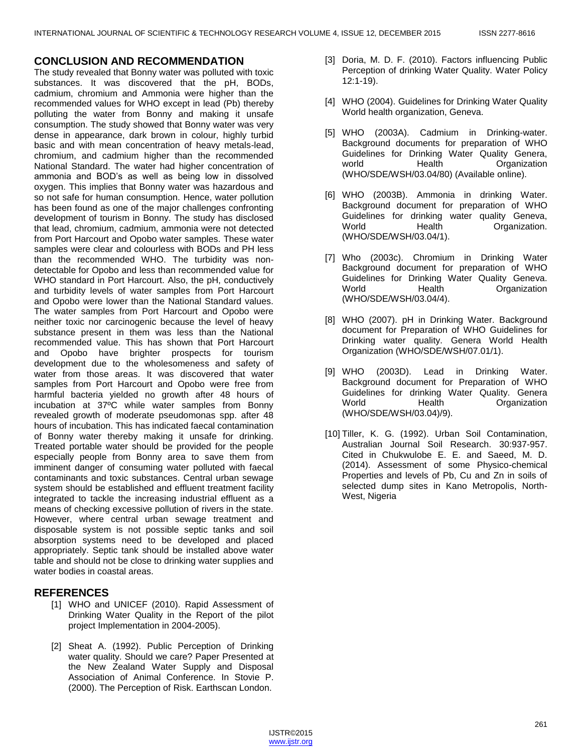## CONCLUSION AND RECOMMENDATION

The study revealed that Bonny water was polluted with toxic substances. It was discovered that the pH, BODs, cadmium, chromium and Ammonia were higher than the recommended values for WHO except in lead (Pb) thereby polluting the water from Bonny and making it unsafe consumption. The study showed that Bonny water was very dense in appearance, dark brown in colour, highly turbid basic and with mean concentration of heavy metals-lead, chromium, and cadmium higher than the recommended National Standard. The water had higher concentration of ammonia and BOD's as well as being low in dissolved oxygen. This implies that Bonny water was hazardous and so not safe for human consumption. Hence, water pollution has been found as one of the major challenges confronting development of tourism in Bonny. The study has disclosed that lead, chromium, cadmium, ammonia were not detected from Port Harcourt and Opobo water samples. These water samples were clear and colourless with BODs and PH less than the recommended WHO. The turbidity was non-detectable for Opobo and less than recommended value for WHO standard in Port Harcourt. Also, the pH, conductively and turbidity levels of water samples from Port Harcourt and Opobo were lower than the National Standard values. The water samples from Port Harcourt and Opobo were neither toxic nor carcinogenic because the level of heavy substance present in them was less than the National recommended value. This has shown that Port Harcourt and Opobo have brighter prospects for tourism development due to the wholesomeness and safety of water from those areas. It was discovered that water samples from Port Harcourt and Opobo were free from harmful bacteria yielded no growth after 48 hours of incubation at 37ºC while water samples from Bonny revealed growth of moderate pseudomonas spp. after 48 hours of incubation. This has indicated faecal contamination of Bonny water thereby making it unsafe for drinking. Treated portable water should be provided for the people especially people from Bonny area to save them from imminent danger of consuming water polluted with faecal contaminants and toxic substances. Central urban sewage system should be established and effluent treatment facility integrated to tackle the increasing industrial effluent as a means of checking excessive pollution of rivers in the state. However, where central urban sewage treatment and disposable system is not possible septic tanks and soil absorption systems need to be developed and placed appropriately. Septic tank should be installed above water table and should not be close to drinking water supplies and water bodies in coastal areas.

## REFERENCES

[1] WHO and UNICEF (2010). Rapid Assessment of Drinking Water Quality in the Report of the pilot project Implementation in 2004-2005).

[2] Sheat A. (1992). Public Perception of Drinking water quality. Should we care? Paper Presented at the New Zealand Water Supply and Disposal Association of Animal Conference. In Stovie P. (2000). The Perception of Risk. Earthscan London.

[3] Doria, M. D. F. (2010). Factors influencing Public Perception of drinking Water Quality. Water Policy 12:1-19).

[4] WHO (2004). Guidelines for Drinking Water Quality World health organization, Geneva.

[5] WHO (2003A). Cadmium in Drinking-water. Background documents for preparation of WHO Guidelines for Drinking Water Quality Genera, world Health Organization (WHO/SDE/WSH/03.04/80) (Available online).

[6] WHO (2003B). Ammonia in drinking Water. Background document for preparation of WHO Guidelines for drinking water quality Geneva, World Health Organization. (WHO/SDE/WSH/03.04/1).

[7] Who (2003c). Chromium in Drinking Water Background document for preparation of WHO Guidelines for Drinking Water Quality Geneva. World Health Organization (WHO/SDE/WSH/03.04/4).

[8] WHO (2007). pH in Drinking Water. Background document for Preparation of WHO Guidelines for Drinking water quality. Genera World Health Organization (WHO/SDE/WSH/07.01/1).

[9] WHO (2003D). Lead in Drinking Water. Background document for Preparation of WHO Guidelines for drinking Water Quality. Genera World Health Organization (WHO/SDE/WSH/03.04)/9).

[10] Tiller, K. G. (1992). Urban Soil Contamination, Australian Journal Soil Research. 30:937-957. Cited in Chukwulobe E. E. and Saeed, M. D. (2014). Assessment of some Physico-chemical Properties and levels of Pb, Cu and Zn in soils of selected dump sites in Kano Metropolis, North-West, Nigeria